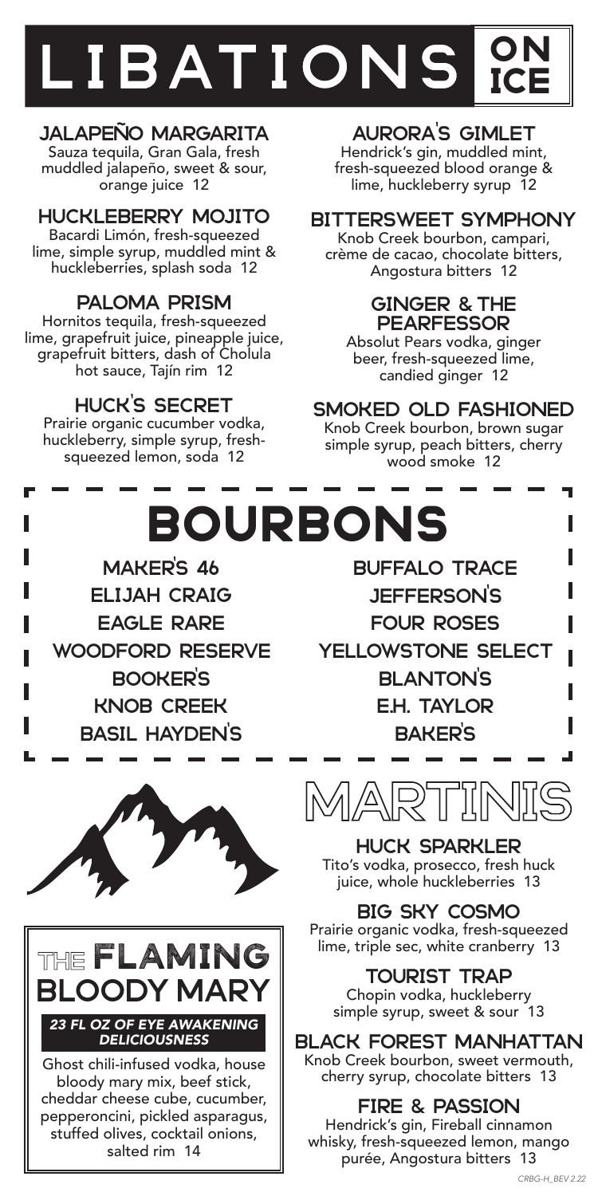# LIBATIONS ON ICE

## JALAPEÑO MARGARITA
Sauza tequila, Gran Gala, fresh muddled jalapeño, sweet & sour, orange juice 12

## HUCKLEBERRY MOJITO
Bacardi Limón, fresh-squeezed lime, simple syrup, muddled mint & huckleberries, splash soda 12

## PALOMA PRISM
Hornitos tequila, fresh-squeezed lime, grapefruit juice, pineapple juice, grapefruit bitters, dash of Cholula hot sauce, Tajín rim 12

## HUCK'S SECRET
Prairie organic cucumber vodka, huckleberry, simple syrup, fresh-squeezed lemon, soda 12

## AURORA'S GIMLET
Hendrick's gin, muddled mint, fresh-squeezed blood orange & lime, huckleberry syrup 12

## BITTERSWEET SYMPHONY
Knob Creek bourbon, campari, crème de cacao, chocolate bitters, Angostura bitters 12

## GINGER & THE PEARFESSOR
Absolut Pears vodka, ginger beer, fresh-squeezed lime, candied ginger 12

## SMOKED OLD FASHIONED
Knob Creek bourbon, brown sugar simple syrup, peach bitters, cherry wood smoke 12

# BOURBONS

- MAKER'S 46
- ELIJAH CRAIG
- EAGLE RARE
- WOODFORD RESERVE
- BOOKER'S
- KNOB CREEK
- BASIL HAYDEN'S
- BUFFALO TRACE
- JEFFERSON'S
- FOUR ROSES
- YELLOWSTONE SELECT
- BLANTON'S
- E.H. TAYLOR
- BAKER'S

# THE FLAMING BLOODY MARY

***23 FL OZ OF EYE AWAKENING DELICIOUSNESS***

Ghost chili-infused vodka, house bloody mary mix, beef stick, cheddar cheese cube, cucumber, pepperoncini, pickled asparagus, stuffed olives, cocktail onions, salted rim 14

# MARTINIS

## HUCK SPARKLER
Tito's vodka, prosecco, fresh huck juice, whole huckleberries 13

## BIG SKY COSMO
Prairie organic vodka, fresh-squeezed lime, triple sec, white cranberry 13

## TOURIST TRAP
Chopin vodka, huckleberry simple syrup, sweet & sour 13

## BLACK FOREST MANHATTAN
Knob Creek bourbon, sweet vermouth, cherry syrup, chocolate bitters 13

## FIRE & PASSION
Hendrick's gin, Fireball cinnamon whisky, fresh-squeezed lemon, mango purée, Angostura bitters 13

*CRBG-H_BEV 2.22*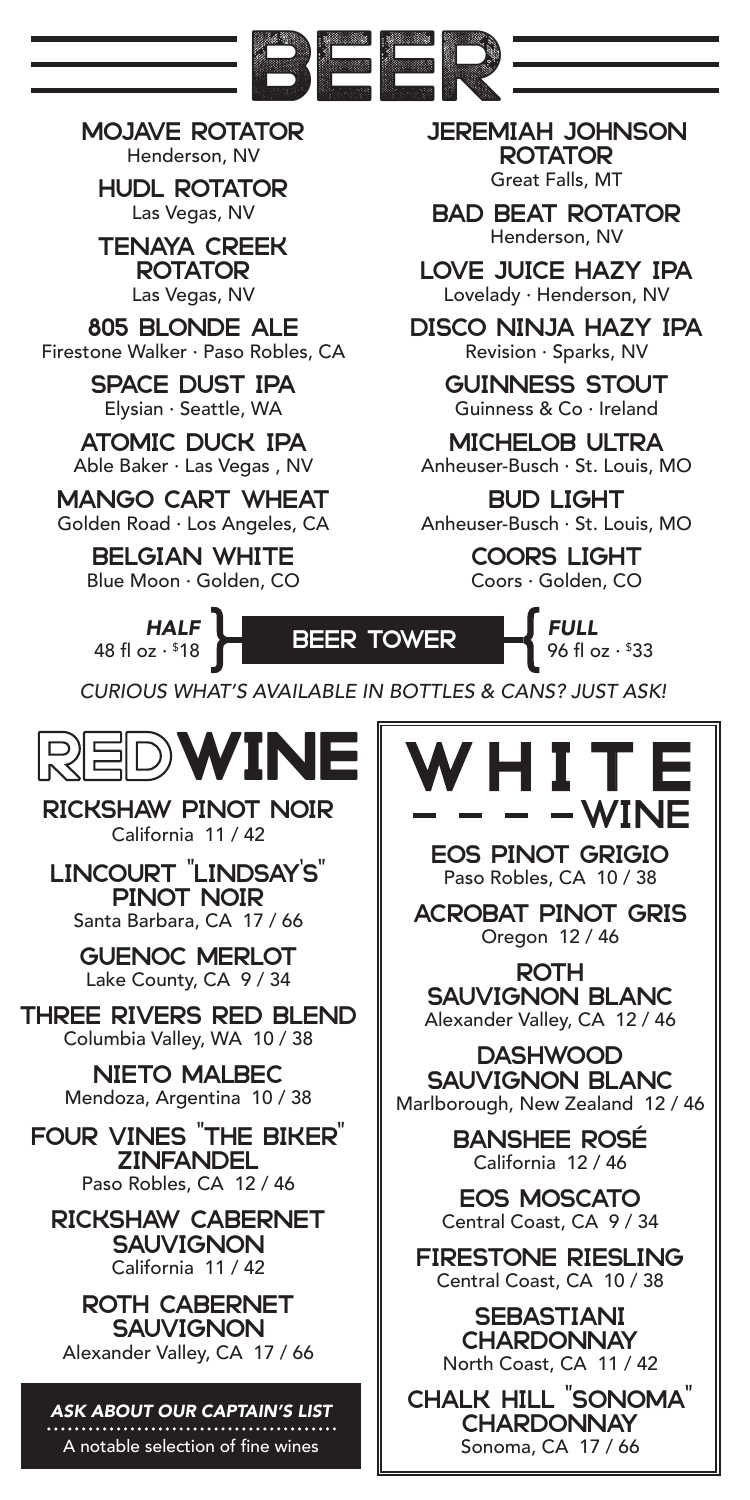# BEER

**MOJAVE ROTATOR**
Henderson, NV

**HUDL ROTATOR**
Las Vegas, NV

**TENAYA CREEK ROTATOR**
Las Vegas, NV

**805 BLONDE ALE**
Firestone Walker · Paso Robles, CA

**SPACE DUST IPA**
Elysian · Seattle, WA

**ATOMIC DUCK IPA**
Able Baker · Las Vegas , NV

**MANGO CART WHEAT**
Golden Road · Los Angeles, CA

**BELGIAN WHITE**
Blue Moon · Golden, CO

**JEREMIAH JOHNSON ROTATOR**
Great Falls, MT

**BAD BEAT ROTATOR**
Henderson, NV

**LOVE JUICE HAZY IPA**
Lovelady · Henderson, NV

**DISCO NINJA HAZY IPA**
Revision · Sparks, NV

**GUINNESS STOUT**
Guinness & Co · Ireland

**MICHELOB ULTRA**
Anheuser-Busch · St. Louis, MO

**BUD LIGHT**
Anheuser-Busch · St. Louis, MO

**COORS LIGHT**
Coors · Golden, CO

***HALF*** 48 fl oz · $18 — **BEER TOWER** — ***FULL*** 96 fl oz · $33

*CURIOUS WHAT'S AVAILABLE IN BOTTLES & CANS? JUST ASK!*

# RED WINE

**RICKSHAW PINOT NOIR**
California 11 / 42

**LINCOURT "LINDSAY'S" PINOT NOIR**
Santa Barbara, CA 17 / 66

**GUENOC MERLOT**
Lake County, CA 9 / 34

**THREE RIVERS RED BLEND**
Columbia Valley, WA 10 / 38

**NIETO MALBEC**
Mendoza, Argentina 10 / 38

**FOUR VINES "THE BIKER" ZINFANDEL**
Paso Robles, CA 12 / 46

**RICKSHAW CABERNET SAUVIGNON**
California 11 / 42

**ROTH CABERNET SAUVIGNON**
Alexander Valley, CA 17 / 66

***ASK ABOUT OUR CAPTAIN'S LIST***
A notable selection of fine wines

# WHITE WINE

**EOS PINOT GRIGIO**
Paso Robles, CA 10 / 38

**ACROBAT PINOT GRIS**
Oregon 12 / 46

**ROTH SAUVIGNON BLANC**
Alexander Valley, CA 12 / 46

**DASHWOOD SAUVIGNON BLANC**
Marlborough, New Zealand 12 / 46

**BANSHEE ROSÉ**
California 12 / 46

**EOS MOSCATO**
Central Coast, CA 9 / 34

**FIRESTONE RIESLING**
Central Coast, CA 10 / 38

**SEBASTIANI CHARDONNAY**
North Coast, CA 11 / 42

**CHALK HILL "SONOMA" CHARDONNAY**
Sonoma, CA 17 / 66